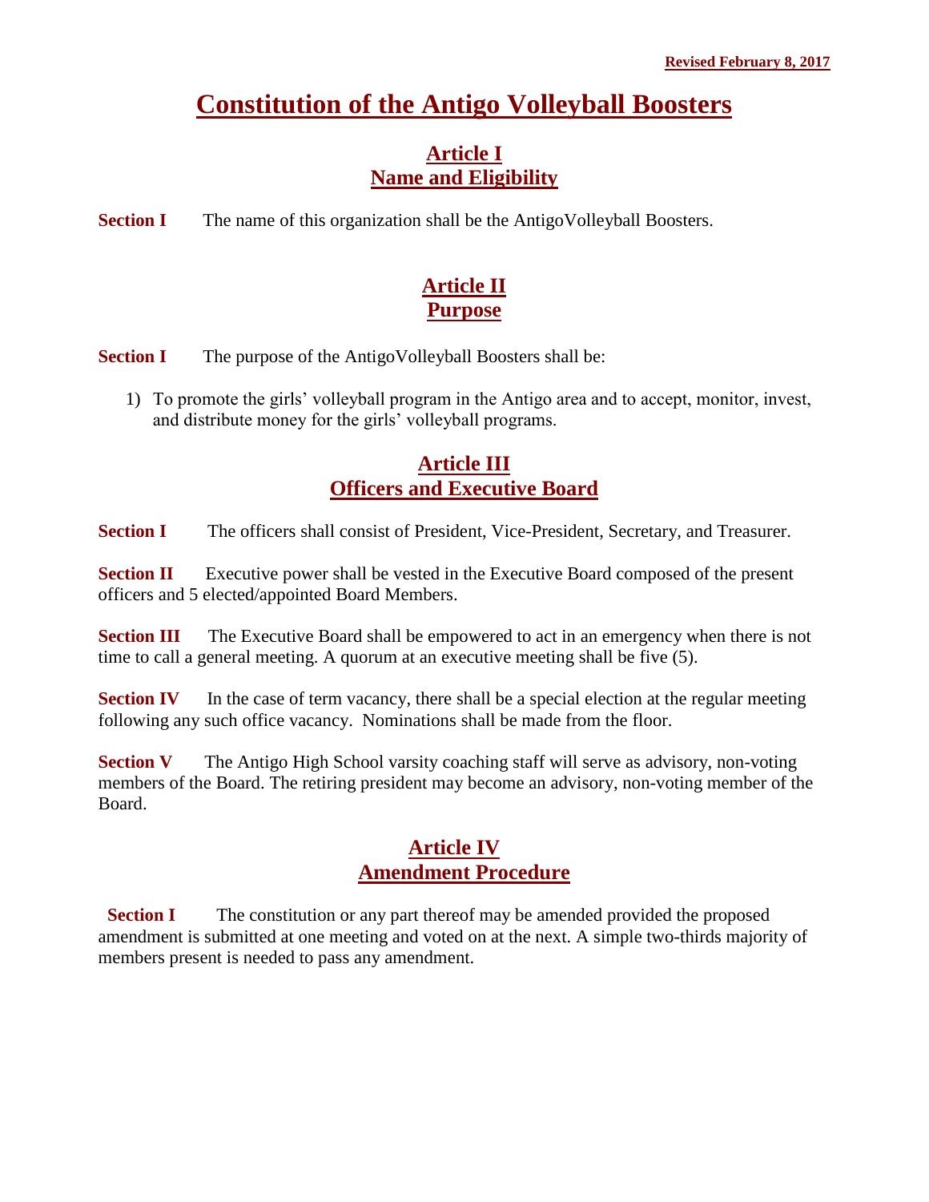Revised February 8, 2017

# Constitution of the Antigo Volleyball Boosters

## Article I
## Name and Eligibility

**Section I** The name of this organization shall be the AntigoVolleyball Boosters.

## Article II
## Purpose

**Section I** The purpose of the AntigoVolleyball Boosters shall be:

1) To promote the girls' volleyball program in the Antigo area and to accept, monitor, invest, and distribute money for the girls' volleyball programs.

## Article III
## Officers and Executive Board

**Section I** The officers shall consist of President, Vice-President, Secretary, and Treasurer.

**Section II** Executive power shall be vested in the Executive Board composed of the present officers and 5 elected/appointed Board Members.

**Section III** The Executive Board shall be empowered to act in an emergency when there is not time to call a general meeting. A quorum at an executive meeting shall be five (5).

**Section IV** In the case of term vacancy, there shall be a special election at the regular meeting following any such office vacancy. Nominations shall be made from the floor.

**Section V** The Antigo High School varsity coaching staff will serve as advisory, non-voting members of the Board. The retiring president may become an advisory, non-voting member of the Board.

## Article IV
## Amendment Procedure

**Section I** The constitution or any part thereof may be amended provided the proposed amendment is submitted at one meeting and voted on at the next. A simple two-thirds majority of members present is needed to pass any amendment.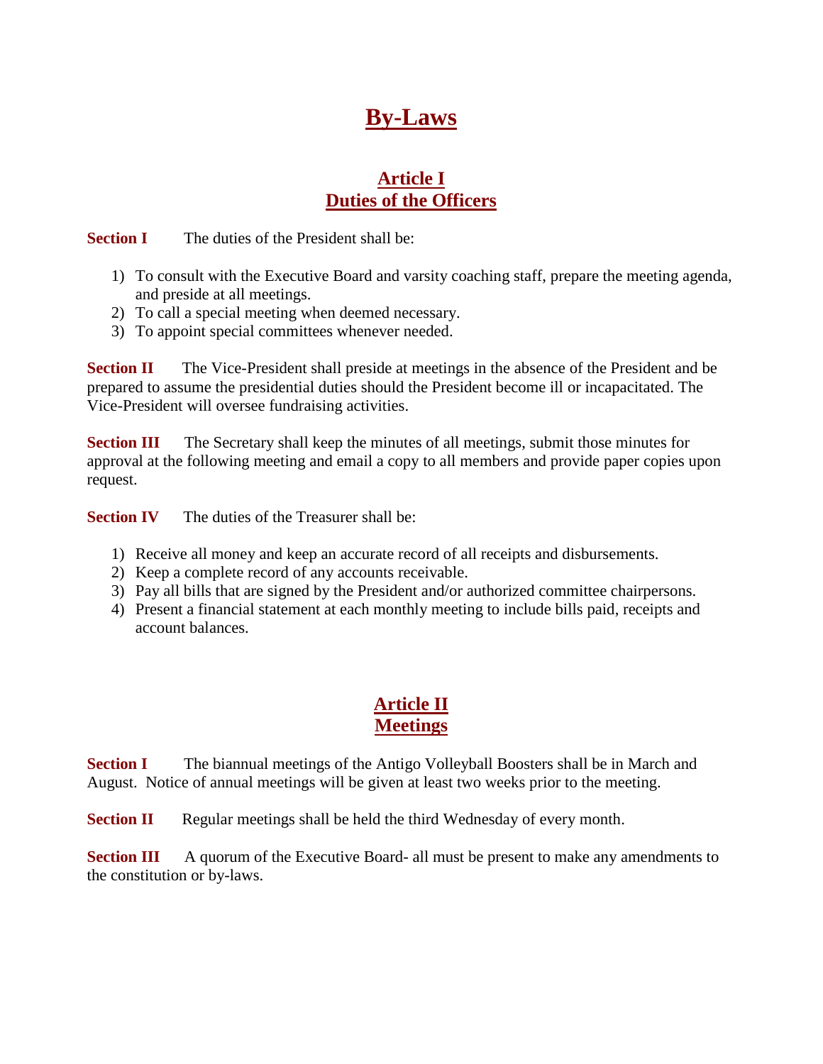# By-Laws

## Article I
## Duties of the Officers

**Section I** The duties of the President shall be:

1) To consult with the Executive Board and varsity coaching staff, prepare the meeting agenda, and preside at all meetings.
2) To call a special meeting when deemed necessary.
3) To appoint special committees whenever needed.

**Section II** The Vice-President shall preside at meetings in the absence of the President and be prepared to assume the presidential duties should the President become ill or incapacitated. The Vice-President will oversee fundraising activities.

**Section III** The Secretary shall keep the minutes of all meetings, submit those minutes for approval at the following meeting and email a copy to all members and provide paper copies upon request.

**Section IV** The duties of the Treasurer shall be:

1) Receive all money and keep an accurate record of all receipts and disbursements.
2) Keep a complete record of any accounts receivable.
3) Pay all bills that are signed by the President and/or authorized committee chairpersons.
4) Present a financial statement at each monthly meeting to include bills paid, receipts and account balances.

## Article II
## Meetings

**Section I** The biannual meetings of the Antigo Volleyball Boosters shall be in March and August. Notice of annual meetings will be given at least two weeks prior to the meeting.

**Section II** Regular meetings shall be held the third Wednesday of every month.

**Section III** A quorum of the Executive Board- all must be present to make any amendments to the constitution or by-laws.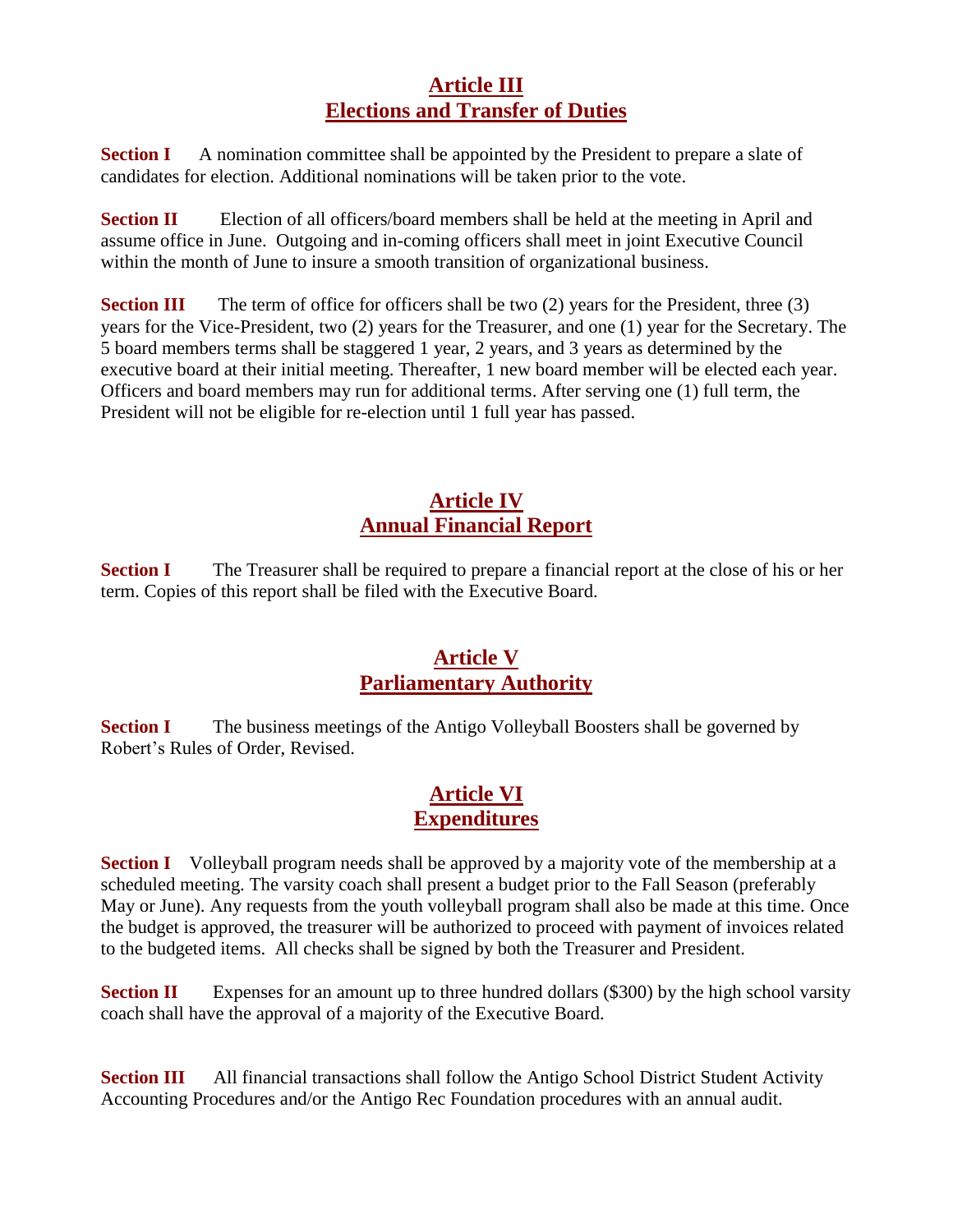## Article III
## Elections and Transfer of Duties

**Section I** A nomination committee shall be appointed by the President to prepare a slate of candidates for election. Additional nominations will be taken prior to the vote.

**Section II** Election of all officers/board members shall be held at the meeting in April and assume office in June. Outgoing and in-coming officers shall meet in joint Executive Council within the month of June to insure a smooth transition of organizational business.

**Section III** The term of office for officers shall be two (2) years for the President, three (3) years for the Vice-President, two (2) years for the Treasurer, and one (1) year for the Secretary. The 5 board members terms shall be staggered 1 year, 2 years, and 3 years as determined by the executive board at their initial meeting. Thereafter, 1 new board member will be elected each year. Officers and board members may run for additional terms. After serving one (1) full term, the President will not be eligible for re-election until 1 full year has passed.

## Article IV
## Annual Financial Report

**Section I** The Treasurer shall be required to prepare a financial report at the close of his or her term. Copies of this report shall be filed with the Executive Board.

## Article V
## Parliamentary Authority

**Section I** The business meetings of the Antigo Volleyball Boosters shall be governed by Robert's Rules of Order, Revised.

## Article VI
## Expenditures

**Section I** Volleyball program needs shall be approved by a majority vote of the membership at a scheduled meeting. The varsity coach shall present a budget prior to the Fall Season (preferably May or June). Any requests from the youth volleyball program shall also be made at this time. Once the budget is approved, the treasurer will be authorized to proceed with payment of invoices related to the budgeted items. All checks shall be signed by both the Treasurer and President.

**Section II** Expenses for an amount up to three hundred dollars ($300) by the high school varsity coach shall have the approval of a majority of the Executive Board.

**Section III** All financial transactions shall follow the Antigo School District Student Activity Accounting Procedures and/or the Antigo Rec Foundation procedures with an annual audit.